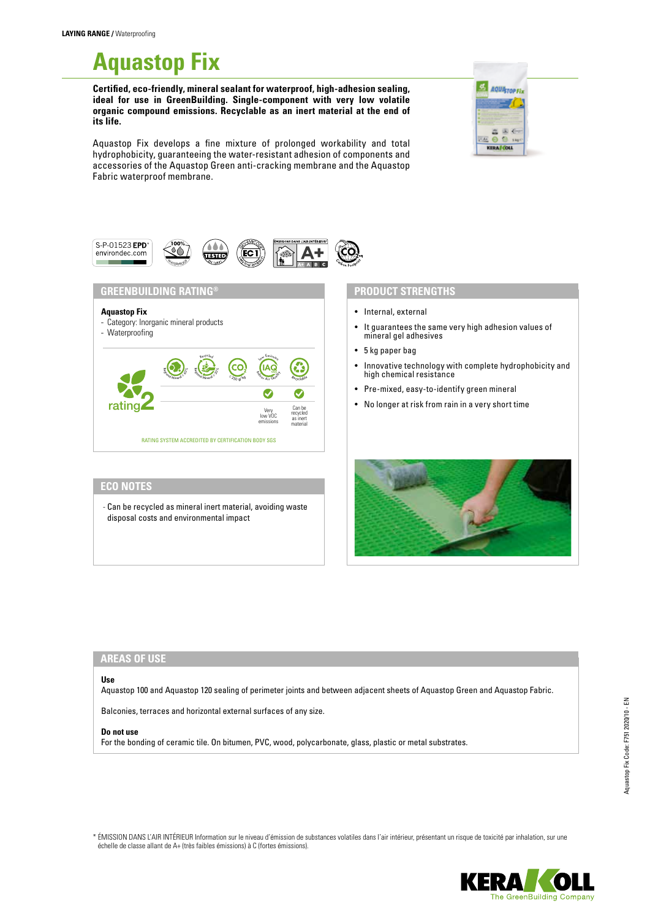**LAYING RANGE /** Waterproofing

# Aquastop Fix

**Certified, eco-friendly, mineral sealant for waterproof, high-adhesion sealing, ideal for use in GreenBuilding. Single-component with very low volatile organic compound emissions. Recyclable as an inert material at the end of its life.**

Aquastop Fix develops a fine mixture of prolonged workability and total hydrophobicity, guaranteeing the water-resistant adhesion of components and accessories of the Aquastop Green anti-cracking membrane and the Aquastop Fabric waterproof membrane.

S-P-01523 EPD® environdec.com

## GREENBUILDING RATING®

**Aquastop Fix**
- Category: Inorganic mineral products
- Waterproofing

rating 2

Very low VOC emissions

Can be recycled as inert material

RATING SYSTEM ACCREDITED BY CERTIFICATION BODY SGS

## PRODUCT STRENGTHS

- Internal, external
- It guarantees the same very high adhesion values of mineral gel adhesives
- 5 kg paper bag
- Innovative technology with complete hydrophobicity and high chemical resistance
- Pre-mixed, easy-to-identify green mineral
- No longer at risk from rain in a very short time

## ECO NOTES

- Can be recycled as mineral inert material, avoiding waste disposal costs and environmental impact

## AREAS OF USE

**Use**

Aquastop 100 and Aquastop 120 sealing of perimeter joints and between adjacent sheets of Aquastop Green and Aquastop Fabric.

Balconies, terraces and horizontal external surfaces of any size.

**Do not use**

For the bonding of ceramic tile. On bitumen, PVC, wood, polycarbonate, glass, plastic or metal substrates.

\* ÉMISSION DANS L'AIR INTÉRIEUR Information sur le niveau d'émission de substances volatiles dans l'air intérieur, présentant un risque de toxicité par inhalation, sur une échelle de classe allant de A+ (très faibles émissions) à C (fortes émissions).

Aquastop Fix Code: F751 2020/10 - EN

KERAKOLL The GreenBuilding Company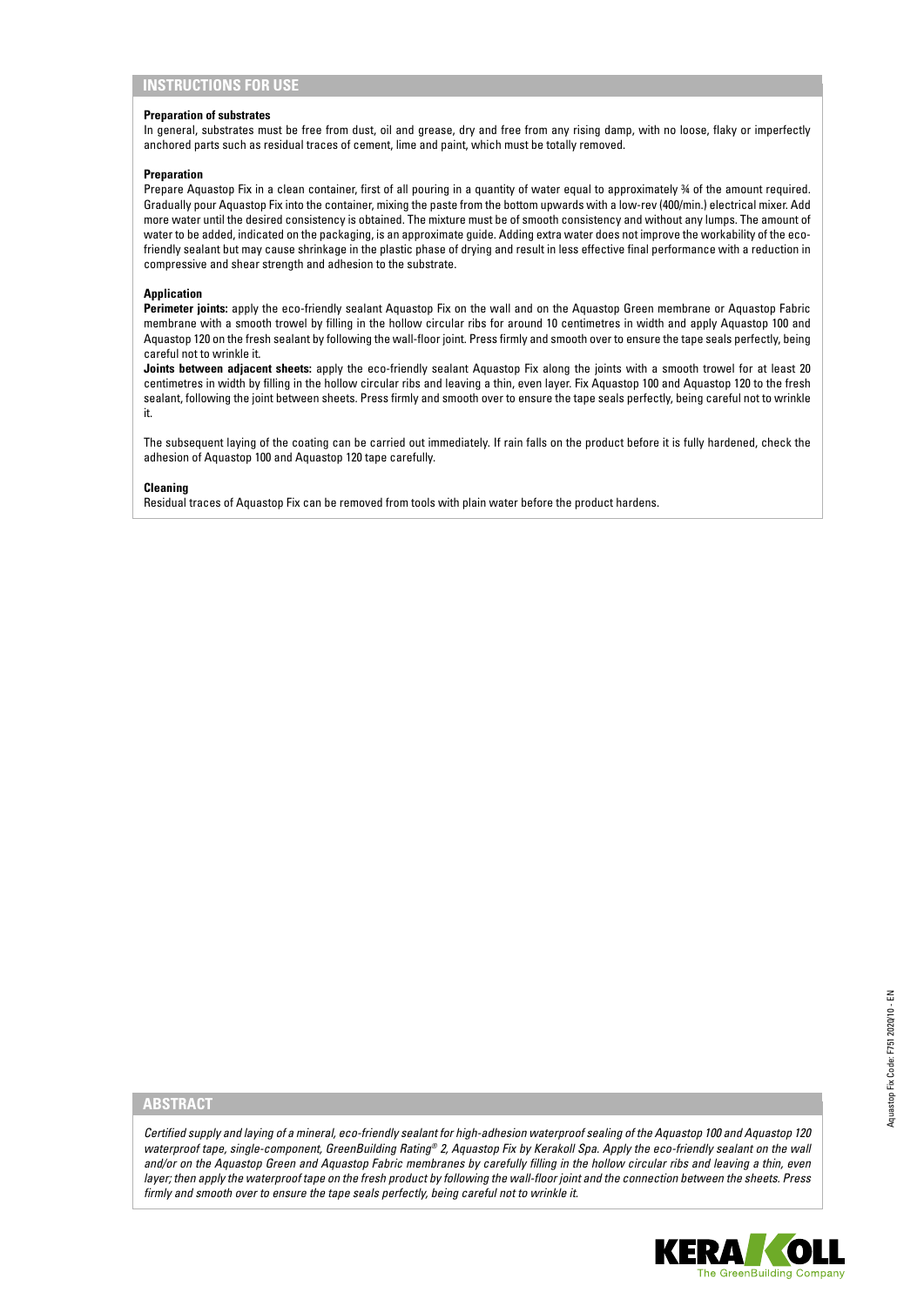## INSTRUCTIONS FOR USE

### Preparation of substrates

In general, substrates must be free from dust, oil and grease, dry and free from any rising damp, with no loose, flaky or imperfectly anchored parts such as residual traces of cement, lime and paint, which must be totally removed.

### Preparation

Prepare Aquastop Fix in a clean container, first of all pouring in a quantity of water equal to approximately ¾ of the amount required. Gradually pour Aquastop Fix into the container, mixing the paste from the bottom upwards with a low-rev (400/min.) electrical mixer. Add more water until the desired consistency is obtained. The mixture must be of smooth consistency and without any lumps. The amount of water to be added, indicated on the packaging, is an approximate guide. Adding extra water does not improve the workability of the eco-friendly sealant but may cause shrinkage in the plastic phase of drying and result in less effective final performance with a reduction in compressive and shear strength and adhesion to the substrate.

### Application

**Perimeter joints:** apply the eco-friendly sealant Aquastop Fix on the wall and on the Aquastop Green membrane or Aquastop Fabric membrane with a smooth trowel by filling in the hollow circular ribs for around 10 centimetres in width and apply Aquastop 100 and Aquastop 120 on the fresh sealant by following the wall-floor joint. Press firmly and smooth over to ensure the tape seals perfectly, being careful not to wrinkle it.

**Joints between adjacent sheets:** apply the eco-friendly sealant Aquastop Fix along the joints with a smooth trowel for at least 20 centimetres in width by filling in the hollow circular ribs and leaving a thin, even layer. Fix Aquastop 100 and Aquastop 120 to the fresh sealant, following the joint between sheets. Press firmly and smooth over to ensure the tape seals perfectly, being careful not to wrinkle it.

The subsequent laying of the coating can be carried out immediately. If rain falls on the product before it is fully hardened, check the adhesion of Aquastop 100 and Aquastop 120 tape carefully.

### Cleaning

Residual traces of Aquastop Fix can be removed from tools with plain water before the product hardens.

## ABSTRACT

*Certified supply and laying of a mineral, eco-friendly sealant for high-adhesion waterproof sealing of the Aquastop 100 and Aquastop 120 waterproof tape, single-component, GreenBuilding Rating® 2, Aquastop Fix by Kerakoll Spa. Apply the eco-friendly sealant on the wall and/or on the Aquastop Green and Aquastop Fabric membranes by carefully filling in the hollow circular ribs and leaving a thin, even layer; then apply the waterproof tape on the fresh product by following the wall-floor joint and the connection between the sheets. Press firmly and smooth over to ensure the tape seals perfectly, being careful not to wrinkle it.*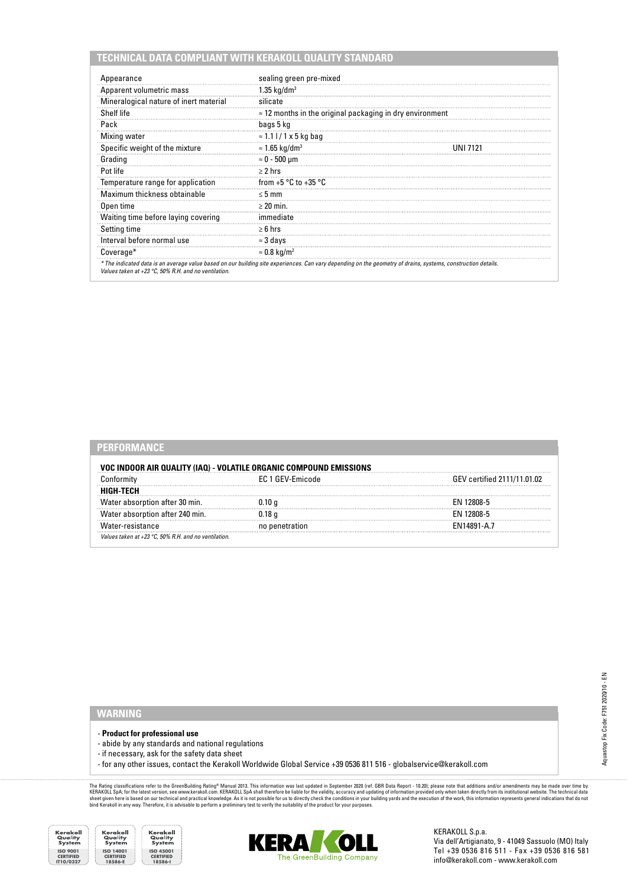## TECHNICAL DATA COMPLIANT WITH KERAKOLL QUALITY STANDARD

| | | |
|---|---|---|
| Appearance | sealing green pre-mixed | |
| Apparent volumetric mass | 1.35 kg/dm³ | |
| Mineralogical nature of inert material | silicate | |
| Shelf life | ≈ 12 months in the original packaging in dry environment | |
| Pack | bags 5 kg | |
| Mixing water | ≈ 1.1 l / 1 x 5 kg bag | |
| Specific weight of the mixture | ≈ 1.65 kg/dm³ | UNI 7121 |
| Grading | ≈ 0 - 500 µm | |
| Pot life | ≥ 2 hrs | |
| Temperature range for application | from +5 °C to +35 °C | |
| Maximum thickness obtainable | ≤ 5 mm | |
| Open time | ≥ 20 min. | |
| Waiting time before laying covering | immediate | |
| Setting time | ≥ 6 hrs | |
| Interval before normal use | ≈ 3 days | |
| Coverage* | ≈ 0.8 kg/m² | |

*\* The indicated data is an average value based on our building site experiences. Can vary depending on the geometry of drains, systems, construction details.*
*Values taken at +23 °C, 50% R.H. and no ventilation.*

## PERFORMANCE

| | | |
|---|---|---|
| **VOC INDOOR AIR QUALITY (IAQ) - VOLATILE ORGANIC COMPOUND EMISSIONS** | | |
| Conformity | EC 1 GEV-Emicode | GEV certified 2111/11.01.02 |
| **HIGH-TECH** | | |
| Water absorption after 30 min. | 0.10 g | EN 12808-5 |
| Water absorption after 240 min. | 0.18 g | EN 12808-5 |
| Water-resistance | no penetration | EN14891-A.7 |

*Values taken at +23 °C, 50% R.H. and no ventilation.*

## WARNING

- **Product for professional use**
- abide by any standards and national regulations
- if necessary, ask for the safety data sheet
- for any other issues, contact the Kerakoll Worldwide Global Service +39 0536 811 516 - globalservice@kerakoll.com

The Rating classifications refer to the GreenBuilding Rating® Manual 2013. This information was last updated in September 2020 (ref. GBR Data Report - 10.20); please note that additions and/or amendments may be made over time by KERAKOLL SpA; for the latest version, see www.kerakoll.com. KERAKOLL SpA shall therefore be liable for the validity, accuracy and updating of information provided only when taken directly from its institutional website. The technical data sheet given here is based on our technical and practical knowledge. As it is not possible for us to directly check the conditions in your building yards and the execution of the work, this information represents general indications that do not bind Kerakoll in any way. Therefore, it is advisable to perform a preliminary test to verify the suitability of the product for your purposes.

Kerakoll Quality System ISO 9001 CERTIFIED IT10/0327
Kerakoll Quality System ISO 14001 CERTIFIED 18586-E
Kerakoll Quality System ISO 45001 CERTIFIED 18586-I

KERAKOLL The GreenBuilding Company

KERAKOLL S.p.a.
Via dell'Artigianato, 9 - 41049 Sassuolo (MO) Italy
Tel +39 0536 816 511 - Fax +39 0536 816 581
info@kerakoll.com - www.kerakoll.com

Aquastop Fix Code: F751 2020/10 - EN